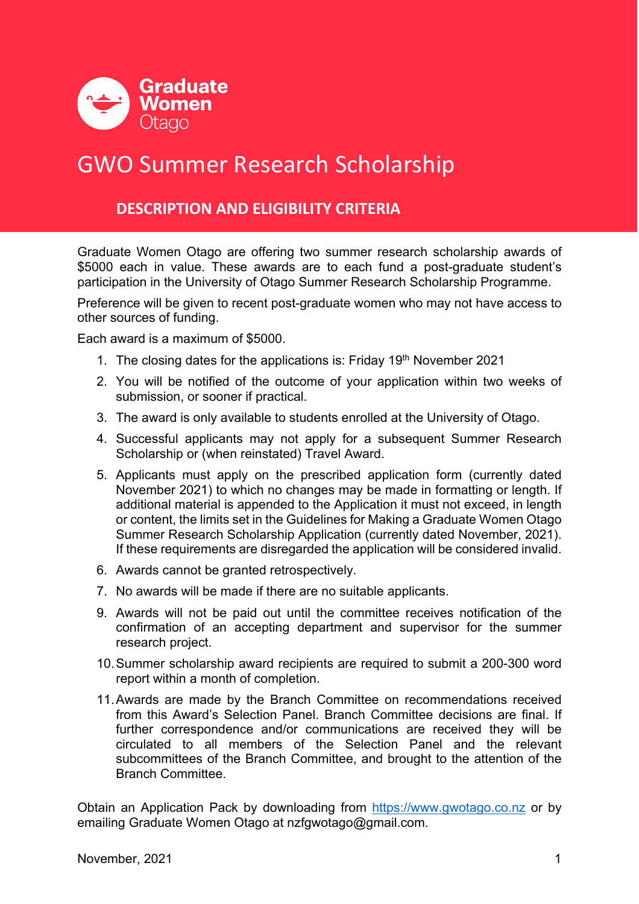Graduate Women Otago

# GWO Summer Research Scholarship

## DESCRIPTION AND ELIGIBILITY CRITERIA

Graduate Women Otago are offering two summer research scholarship awards of $5000 each in value. These awards are to each fund a post-graduate student's participation in the University of Otago Summer Research Scholarship Programme.

Preference will be given to recent post-graduate women who may not have access to other sources of funding.

Each award is a maximum of $5000.

1. The closing dates for the applications is: Friday 19th November 2021
2. You will be notified of the outcome of your application within two weeks of submission, or sooner if practical.
3. The award is only available to students enrolled at the University of Otago.
4. Successful applicants may not apply for a subsequent Summer Research Scholarship or (when reinstated) Travel Award.
5. Applicants must apply on the prescribed application form (currently dated November 2021) to which no changes may be made in formatting or length. If additional material is appended to the Application it must not exceed, in length or content, the limits set in the Guidelines for Making a Graduate Women Otago Summer Research Scholarship Application (currently dated November, 2021). If these requirements are disregarded the application will be considered invalid.
6. Awards cannot be granted retrospectively.
7. No awards will be made if there are no suitable applicants.

9. Awards will not be paid out until the committee receives notification of the confirmation of an accepting department and supervisor for the summer research project.
10. Summer scholarship award recipients are required to submit a 200-300 word report within a month of completion.
11. Awards are made by the Branch Committee on recommendations received from this Award's Selection Panel. Branch Committee decisions are final. If further correspondence and/or communications are received they will be circulated to all members of the Selection Panel and the relevant subcommittees of the Branch Committee, and brought to the attention of the Branch Committee.

Obtain an Application Pack by downloading from https://www.gwotago.co.nz or by emailing Graduate Women Otago at nzfgwotago@gmail.com.

November, 2021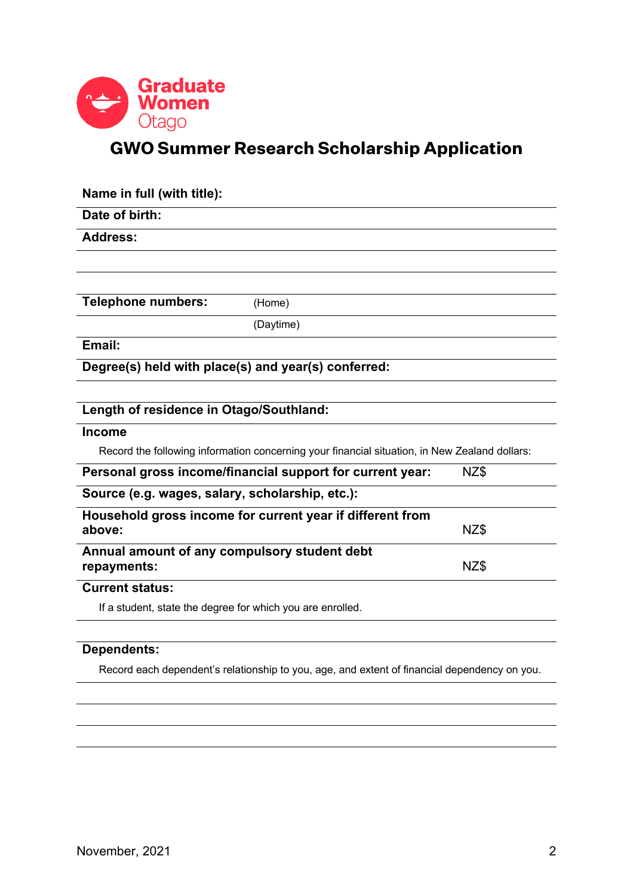Graduate Women Otago

# GWO Summer Research Scholarship Application

**Name in full (with title):**

**Date of birth:**

**Address:**

**Telephone numbers:** (Home)

(Daytime)

**Email:**

**Degree(s) held with place(s) and year(s) conferred:**

**Length of residence in Otago/Southland:**

**Income**

Record the following information concerning your financial situation, in New Zealand dollars:

| | |
|---|---|
| **Personal gross income/financial support for current year:** | NZ$ |
| **Source (e.g. wages, salary, scholarship, etc.):** | |
| **Household gross income for current year if different from above:** | NZ$ |
| **Annual amount of any compulsory student debt repayments:** | NZ$ |

**Current status:**

If a student, state the degree for which you are enrolled.

**Dependents:**

Record each dependent's relationship to you, age, and extent of financial dependency on you.

November, 2021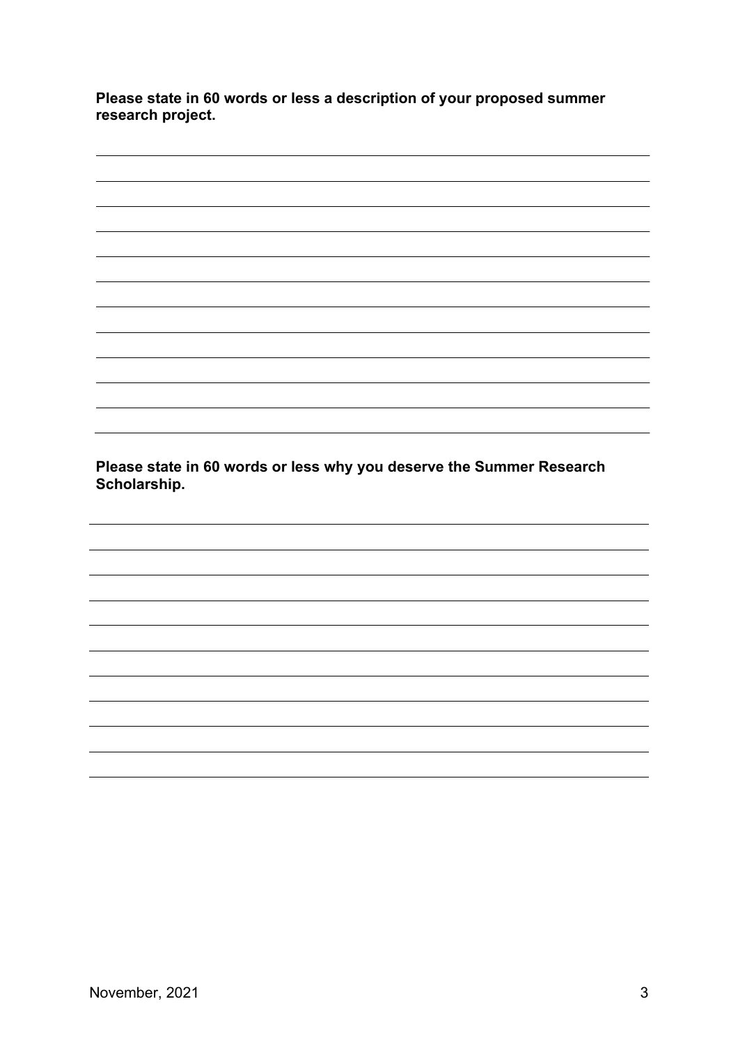**Please state in 60 words or less a description of your proposed summer research project.**

**Please state in 60 words or less why you deserve the Summer Research Scholarship.**

November, 2021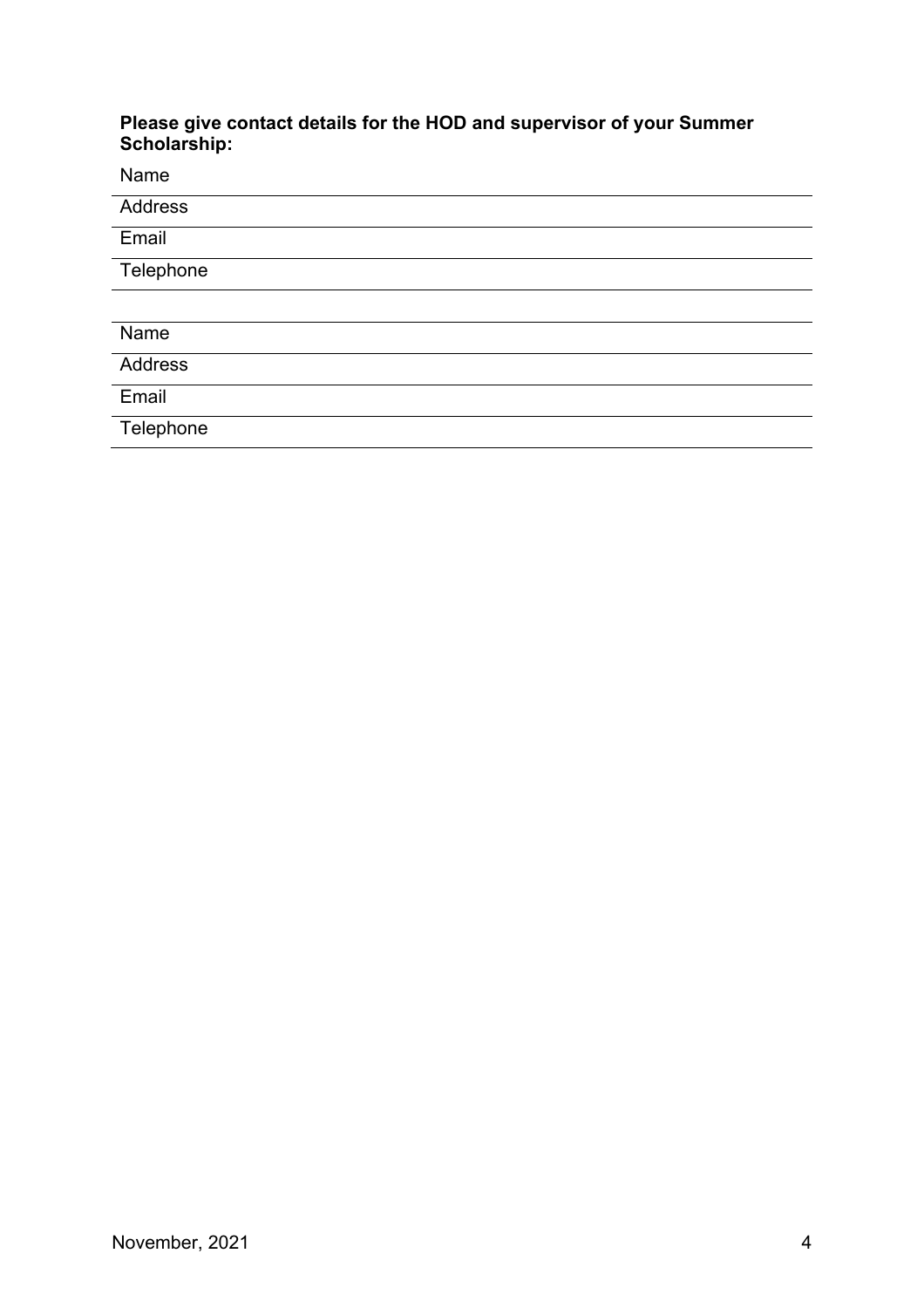**Please give contact details for the HOD and supervisor of your Summer Scholarship:**

Name

Address

Email

Telephone

Name

Address

Email

Telephone

November, 2021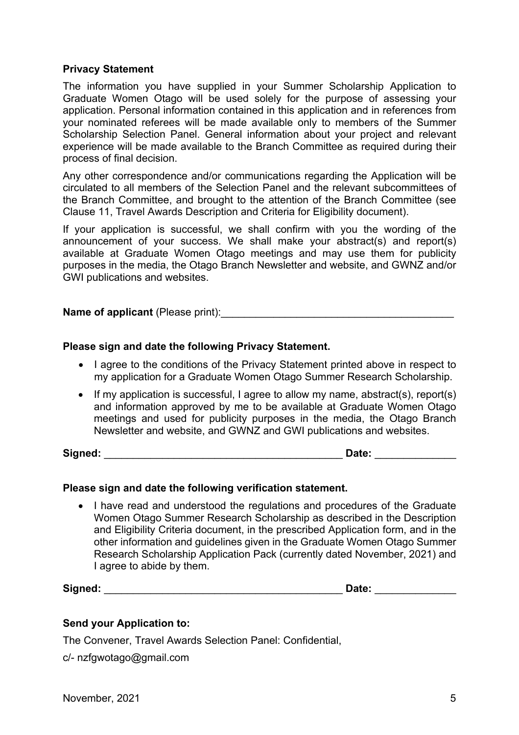**Privacy Statement**

The information you have supplied in your Summer Scholarship Application to Graduate Women Otago will be used solely for the purpose of assessing your application. Personal information contained in this application and in references from your nominated referees will be made available only to members of the Summer Scholarship Selection Panel. General information about your project and relevant experience will be made available to the Branch Committee as required during their process of final decision.

Any other correspondence and/or communications regarding the Application will be circulated to all members of the Selection Panel and the relevant subcommittees of the Branch Committee, and brought to the attention of the Branch Committee (see Clause 11, Travel Awards Description and Criteria for Eligibility document).

If your application is successful, we shall confirm with you the wording of the announcement of your success. We shall make your abstract(s) and report(s) available at Graduate Women Otago meetings and may use them for publicity purposes in the media, the Otago Branch Newsletter and website, and GWNZ and/or GWI publications and websites.

**Name of applicant** (Please print):________________________________________

**Please sign and date the following Privacy Statement.**

- I agree to the conditions of the Privacy Statement printed above in respect to my application for a Graduate Women Otago Summer Research Scholarship.
- If my application is successful, I agree to allow my name, abstract(s), report(s) and information approved by me to be available at Graduate Women Otago meetings and used for publicity purposes in the media, the Otago Branch Newsletter and website, and GWNZ and GWI publications and websites.

**Signed:** _________________________________________ **Date:** ______________

**Please sign and date the following verification statement.**

- I have read and understood the regulations and procedures of the Graduate Women Otago Summer Research Scholarship as described in the Description and Eligibility Criteria document, in the prescribed Application form, and in the other information and guidelines given in the Graduate Women Otago Summer Research Scholarship Application Pack (currently dated November, 2021) and I agree to abide by them.

**Signed:** _________________________________________ **Date:** ______________

**Send your Application to:**

The Convener, Travel Awards Selection Panel: Confidential,

c/- nzfgwotago@gmail.com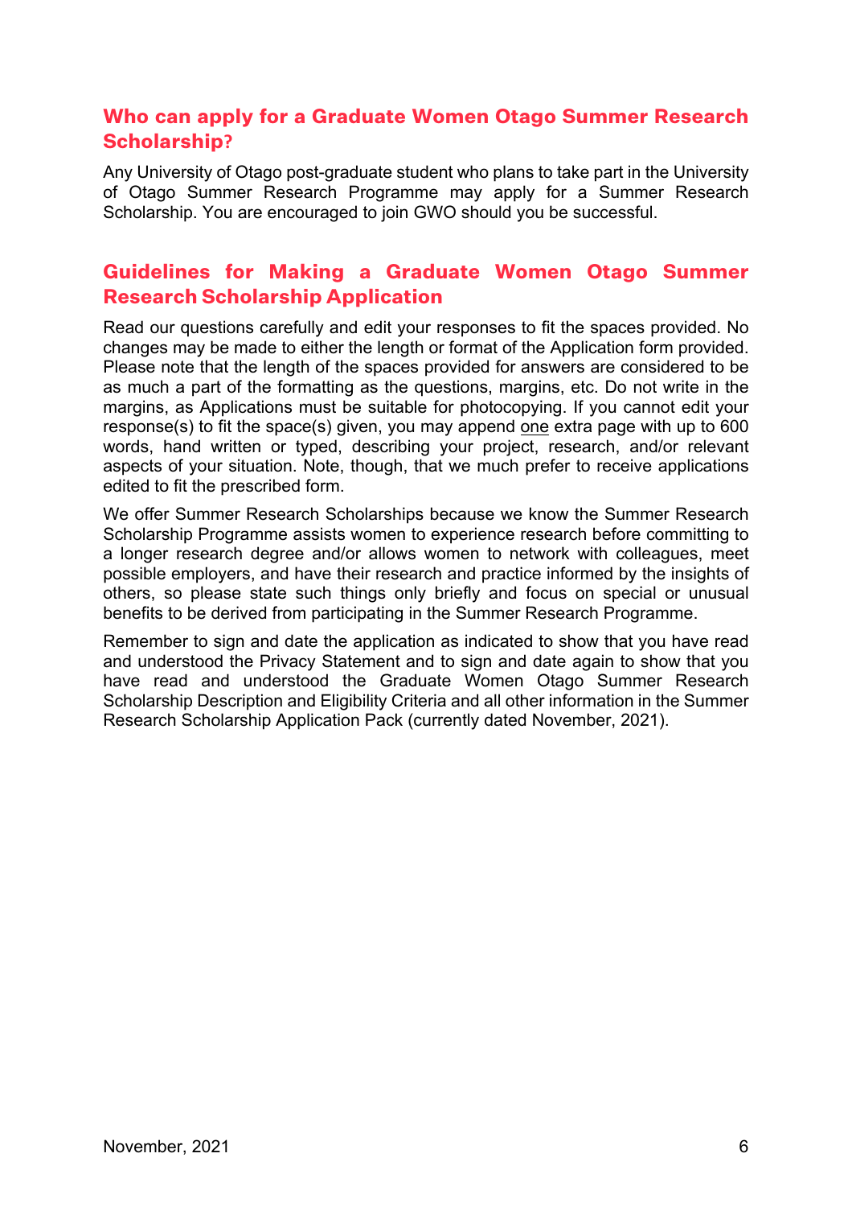## Who can apply for a Graduate Women Otago Summer Research Scholarship?

Any University of Otago post-graduate student who plans to take part in the University of Otago Summer Research Programme may apply for a Summer Research Scholarship. You are encouraged to join GWO should you be successful.

## Guidelines for Making a Graduate Women Otago Summer Research Scholarship Application

Read our questions carefully and edit your responses to fit the spaces provided. No changes may be made to either the length or format of the Application form provided. Please note that the length of the spaces provided for answers are considered to be as much a part of the formatting as the questions, margins, etc. Do not write in the margins, as Applications must be suitable for photocopying. If you cannot edit your response(s) to fit the space(s) given, you may append <u>one</u> extra page with up to 600 words, hand written or typed, describing your project, research, and/or relevant aspects of your situation. Note, though, that we much prefer to receive applications edited to fit the prescribed form.

We offer Summer Research Scholarships because we know the Summer Research Scholarship Programme assists women to experience research before committing to a longer research degree and/or allows women to network with colleagues, meet possible employers, and have their research and practice informed by the insights of others, so please state such things only briefly and focus on special or unusual benefits to be derived from participating in the Summer Research Programme.

Remember to sign and date the application as indicated to show that you have read and understood the Privacy Statement and to sign and date again to show that you have read and understood the Graduate Women Otago Summer Research Scholarship Description and Eligibility Criteria and all other information in the Summer Research Scholarship Application Pack (currently dated November, 2021).